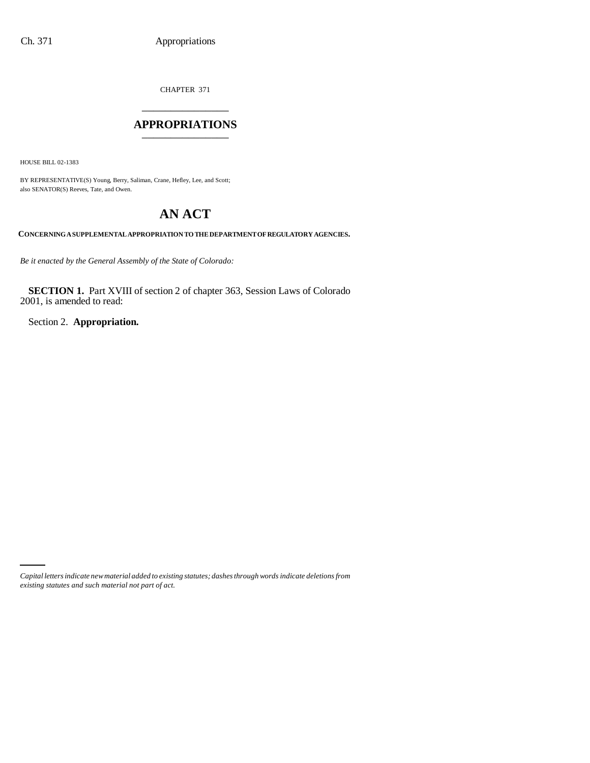CHAPTER 371

# APPROPRIATIONS

HOUSE BILL 02-1383

BY REPRESENTATIVE(S) Young, Berry, Saliman, Crane, Hefley, Lee, and Scott;
also SENATOR(S) Reeves, Tate, and Owen.

# AN ACT

**CONCERNING A SUPPLEMENTAL APPROPRIATION TO THE DEPARTMENT OF REGULATORY AGENCIES.**

*Be it enacted by the General Assembly of the State of Colorado:*

**SECTION 1.** Part XVIII of section 2 of chapter 363, Session Laws of Colorado 2001, is amended to read:

Section 2. **Appropriation.**

*Capital letters indicate new material added to existing statutes; dashes through words indicate deletions from existing statutes and such material not part of act.*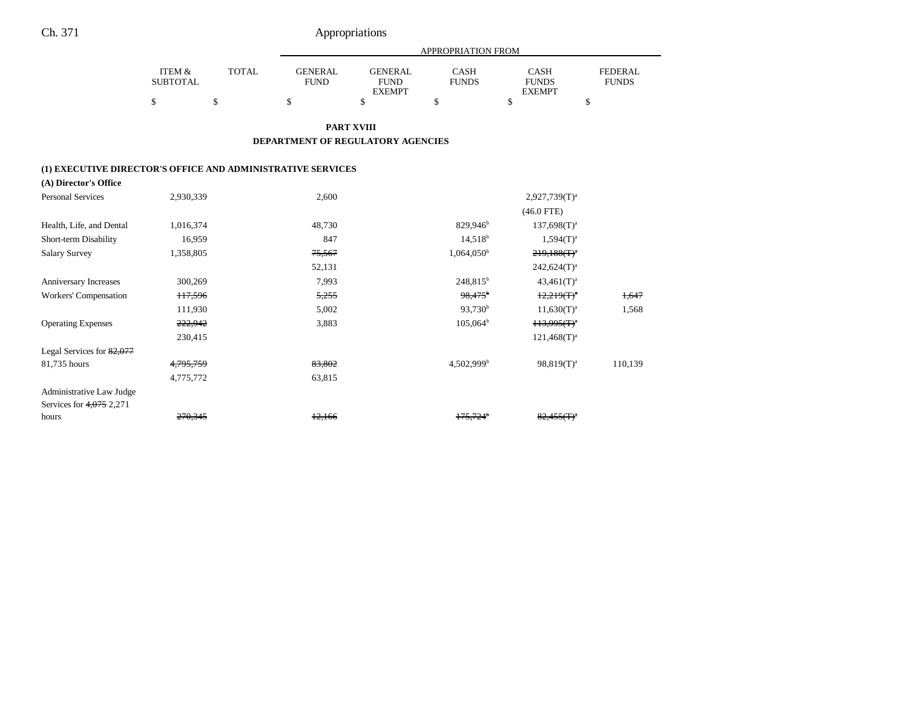Appropriations

| | ITEM & SUBTOTAL | TOTAL | GENERAL FUND | GENERAL FUND EXEMPT | CASH FUNDS | CASH FUNDS EXEMPT | FEDERAL FUNDS |
|---|---|---|---|---|---|---|---|
| | | | APPROPRIATION FROM | | | | |
| | $ | $ | $ | $ | $ | $ | $ |

**PART XVIII**

**DEPARTMENT OF REGULATORY AGENCIES**

**(1) EXECUTIVE DIRECTOR'S OFFICE AND ADMINISTRATIVE SERVICES**

**(A) Director's Office**

| | ITEM & SUBTOTAL | TOTAL | GENERAL FUND | GENERAL FUND EXEMPT | CASH FUNDS | CASH FUNDS EXEMPT | FEDERAL FUNDS |
|---|---|---|---|---|---|---|---|
| Personal Services | 2,930,339 | | 2,600 | | | 2,927,739(T)[a] | |
| | | | | | | (46.0 FTE) | |
| Health, Life, and Dental | 1,016,374 | | 48,730 | | 829,946[b] | 137,698(T)[a] | |
| Short-term Disability | 16,959 | | 847 | | 14,518[b] | 1,594(T)[a] | |
| Salary Survey | 1,358,805 | | ~~75,567~~ | | 1,064,050[b] | ~~219,188(T)[a]~~ | |
| | | | 52,131 | | | 242,624(T)[a] | |
| Anniversary Increases | 300,269 | | 7,993 | | 248,815[b] | 43,461(T)[a] | |
| Workers' Compensation | ~~117,596~~ | | ~~5,255~~ | | ~~98,475[b]~~ | ~~12,219(T)[a]~~ | ~~1,647~~ |
| | 111,930 | | 5,002 | | 93,730[b] | 11,630(T)[a] | 1,568 |
| Operating Expenses | ~~222,942~~ | | 3,883 | | 105,064[b] | ~~113,995(T)[a]~~ | |
| | 230,415 | | | | | 121,468(T)[a] | |
| Legal Services for ~~82,077~~ 81,735 hours | ~~4,795,759~~ | | ~~83,802~~ | | 4,502,999[b] | 98,819(T)[a] | 110,139 |
| | 4,775,772 | | 63,815 | | | | |
| Administrative Law Judge Services for ~~4,075~~ 2,271 hours | ~~270,345~~ | | ~~12,166~~ | | ~~175,724[b]~~ | ~~82,455(T)[a]~~ | |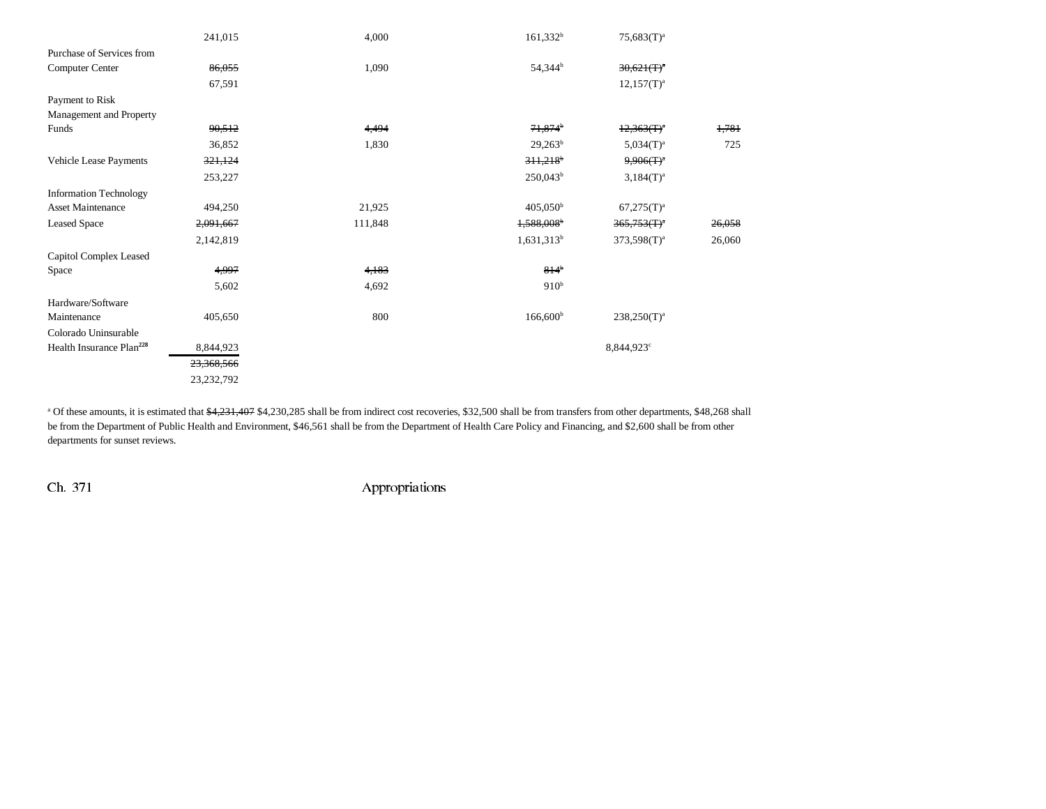| | | | | | |
|---|---|---|---|---|---|
| | 241,015 | 4,000 | 161,332[b] | 75,683(T)[a] | |
| Purchase of Services from Computer Center | ~~86,055~~ | 1,090 | 54,344[b] | ~~30,621(T)[a]~~ | |
| | 67,591 | | | 12,157(T)[a] | |
| Payment to Risk Management and Property Funds | ~~90,512~~ | ~~4,494~~ | ~~71,874[b]~~ | ~~12,363(T)[a]~~ | ~~1,781~~ |
| | 36,852 | 1,830 | 29,263[b] | 5,034(T)[a] | 725 |
| Vehicle Lease Payments | ~~321,124~~ | | ~~311,218[b]~~ | ~~9,906(T)[a]~~ | |
| | 253,227 | | 250,043[b] | 3,184(T)[a] | |
| Information Technology Asset Maintenance | 494,250 | 21,925 | 405,050[b] | 67,275(T)[a] | |
| Leased Space | ~~2,091,667~~ | 111,848 | ~~1,588,008[b]~~ | ~~365,753(T)[a]~~ | ~~26,058~~ |
| | 2,142,819 | | 1,631,313[b] | 373,598(T)[a] | 26,060 |
| Capitol Complex Leased Space | ~~4,997~~ | ~~4,183~~ | ~~814[b]~~ | | |
| | 5,602 | 4,692 | 910[b] | | |
| Hardware/Software Maintenance | 405,650 | 800 | 166,600[b] | 238,250(T)[a] | |
| Colorado Uninsurable Health Insurance Plan[228] | 8,844,923 | | | 8,844,923[c] | |
| | ~~23,368,566~~ | | | | |
| | 23,232,792 | | | | |

[a] Of these amounts, it is estimated that ~~$4,231,407~~ $4,230,285 shall be from indirect cost recoveries, $32,500 shall be from transfers from other departments, $48,268 shall be from the Department of Public Health and Environment, $46,561 shall be from the Department of Health Care Policy and Financing, and $2,600 shall be from other departments for sunset reviews.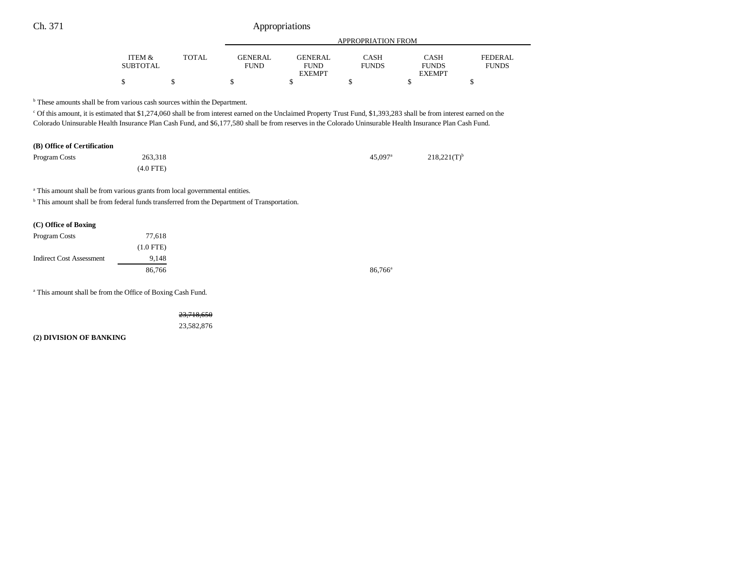| | ITEM & SUBTOTAL | TOTAL | GENERAL FUND | GENERAL FUND EXEMPT | CASH FUNDS | CASH FUNDS EXEMPT | FEDERAL FUNDS |
|---|---|---|---|---|---|---|---|
| | | | APPROPRIATION FROM | | | | |
| | $ | $ | $ | $ | $ | $ | $ |

[b] These amounts shall be from various cash sources within the Department.

[c] Of this amount, it is estimated that $1,274,060 shall be from interest earned on the Unclaimed Property Trust Fund, $1,393,283 shall be from interest earned on the Colorado Uninsurable Health Insurance Plan Cash Fund, and $6,177,580 shall be from reserves in the Colorado Uninsurable Health Insurance Plan Cash Fund.

**(B) Office of Certification**

| | ITEM & SUBTOTAL | TOTAL | GENERAL FUND | GENERAL FUND EXEMPT | CASH FUNDS | CASH FUNDS EXEMPT | FEDERAL FUNDS |
|---|---|---|---|---|---|---|---|
| Program Costs | 263,318 | | | | 45,097[a] | 218,221(T)[b] | |
| | (4.0 FTE) | | | | | | |

[a] This amount shall be from various grants from local governmental entities.

[b] This amount shall be from federal funds transferred from the Department of Transportation.

**(C) Office of Boxing**

| | ITEM & SUBTOTAL | TOTAL | GENERAL FUND | GENERAL FUND EXEMPT | CASH FUNDS | CASH FUNDS EXEMPT | FEDERAL FUNDS |
|---|---|---|---|---|---|---|---|
| Program Costs | 77,618 | | | | | | |
| | (1.0 FTE) | | | | | | |
| Indirect Cost Assessment | 9,148 | | | | | | |
| | 86,766 | | | | 86,766[a] | | |

[a] This amount shall be from the Office of Boxing Cash Fund.

| | ITEM & SUBTOTAL | TOTAL | GENERAL FUND | GENERAL FUND EXEMPT | CASH FUNDS | CASH FUNDS EXEMPT | FEDERAL FUNDS |
|---|---|---|---|---|---|---|---|
| | | ~~23,718,650~~ | | | | | |
| | | 23,582,876 | | | | | |

**(2) DIVISION OF BANKING**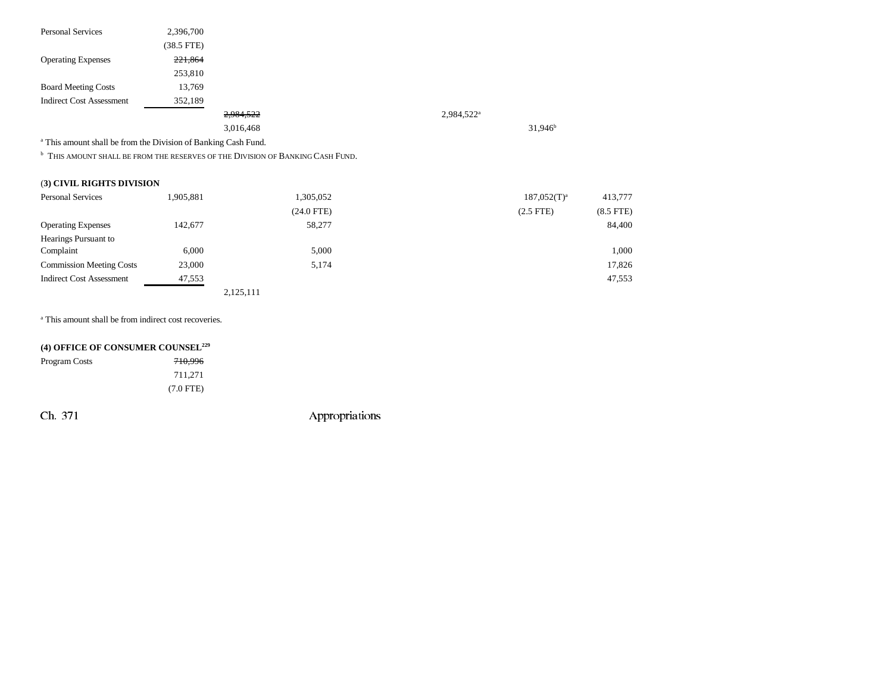| | | | | | | |
|---|---|---|---|---|---|---|
| Personal Services | 2,396,700 | | | | | |
| | (38.5 FTE) | | | | | |
| Operating Expenses | ~~221,864~~ | | | | | |
| | 253,810 | | | | | |
| Board Meeting Costs | 13,769 | | | | | |
| Indirect Cost Assessment | 352,189 | | | | | |
| | | ~~2,984,522~~ | | 2,984,522[a] | | |
| | | 3,016,468 | | | 31,946[b] | |

[a] This amount shall be from the Division of Banking Cash Fund.

[b] THIS AMOUNT SHALL BE FROM THE RESERVES OF THE DIVISION OF BANKING CASH FUND.

**(3) CIVIL RIGHTS DIVISION**

| | | | | | | |
|---|---|---|---|---|---|---|
| Personal Services | 1,905,881 | | 1,305,052 | | 187,052(T)[a] | 413,777 |
| | | | (24.0 FTE) | | (2.5 FTE) | (8.5 FTE) |
| Operating Expenses | 142,677 | | 58,277 | | | 84,400 |
| Hearings Pursuant to Complaint | 6,000 | | 5,000 | | | 1,000 |
| Commission Meeting Costs | 23,000 | | 5,174 | | | 17,826 |
| Indirect Cost Assessment | 47,553 | | | | | 47,553 |
| | | 2,125,111 | | | | |

[a] This amount shall be from indirect cost recoveries.

**(4) OFFICE OF CONSUMER COUNSEL[229]**

| | |
|---|---|
| Program Costs | ~~710,996~~ |
| | 711,271 |
| | (7.0 FTE) |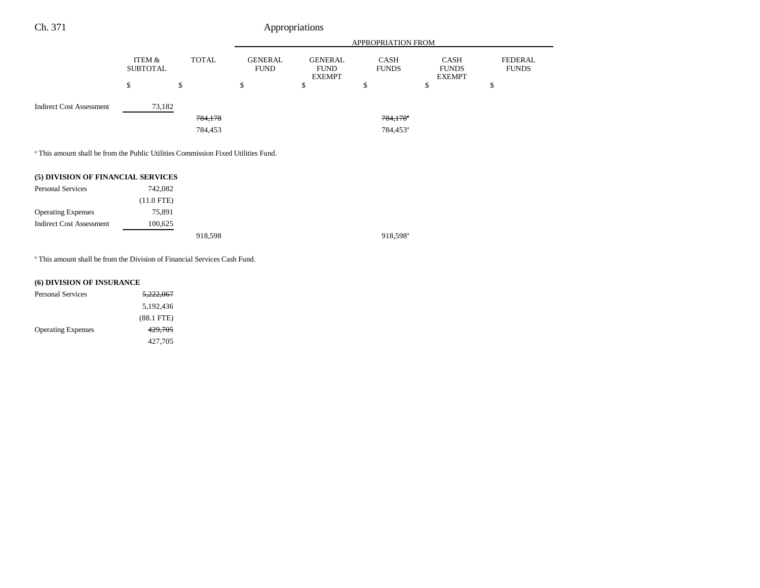| | ITEM & SUBTOTAL | TOTAL | GENERAL FUND | GENERAL FUND EXEMPT | CASH FUNDS | CASH FUNDS EXEMPT | FEDERAL FUNDS |
|---|---|---|---|---|---|---|---|
| | | | APPROPRIATION FROM | | | | |
| | $ | $ | $ | $ | $ | $ | $ |
| Indirect Cost Assessment | 73,182 | | | | | | |
| | | ~~784,178~~ | | | ~~784,178~~[a] | | |
| | | 784,453 | | | 784,453[a] | | |

[a] This amount shall be from the Public Utilities Commission Fixed Utilities Fund.

**(5) DIVISION OF FINANCIAL SERVICES**

| | ITEM & SUBTOTAL | TOTAL | GENERAL FUND | GENERAL FUND EXEMPT | CASH FUNDS | CASH FUNDS EXEMPT | FEDERAL FUNDS |
|---|---|---|---|---|---|---|---|
| Personal Services | 742,082 | | | | | | |
| | (11.0 FTE) | | | | | | |
| Operating Expenses | 75,891 | | | | | | |
| Indirect Cost Assessment | 100,625 | | | | | | |
| | | 918,598 | | | 918,598[a] | | |

[a] This amount shall be from the Division of Financial Services Cash Fund.

**(6) DIVISION OF INSURANCE**

| | ITEM & SUBTOTAL | TOTAL | GENERAL FUND | GENERAL FUND EXEMPT | CASH FUNDS | CASH FUNDS EXEMPT | FEDERAL FUNDS |
|---|---|---|---|---|---|---|---|
| Personal Services | ~~5,222,067~~ | | | | | | |
| | 5,192,436 | | | | | | |
| | (88.1 FTE) | | | | | | |
| Operating Expenses | ~~429,705~~ | | | | | | |
| | 427,705 | | | | | | |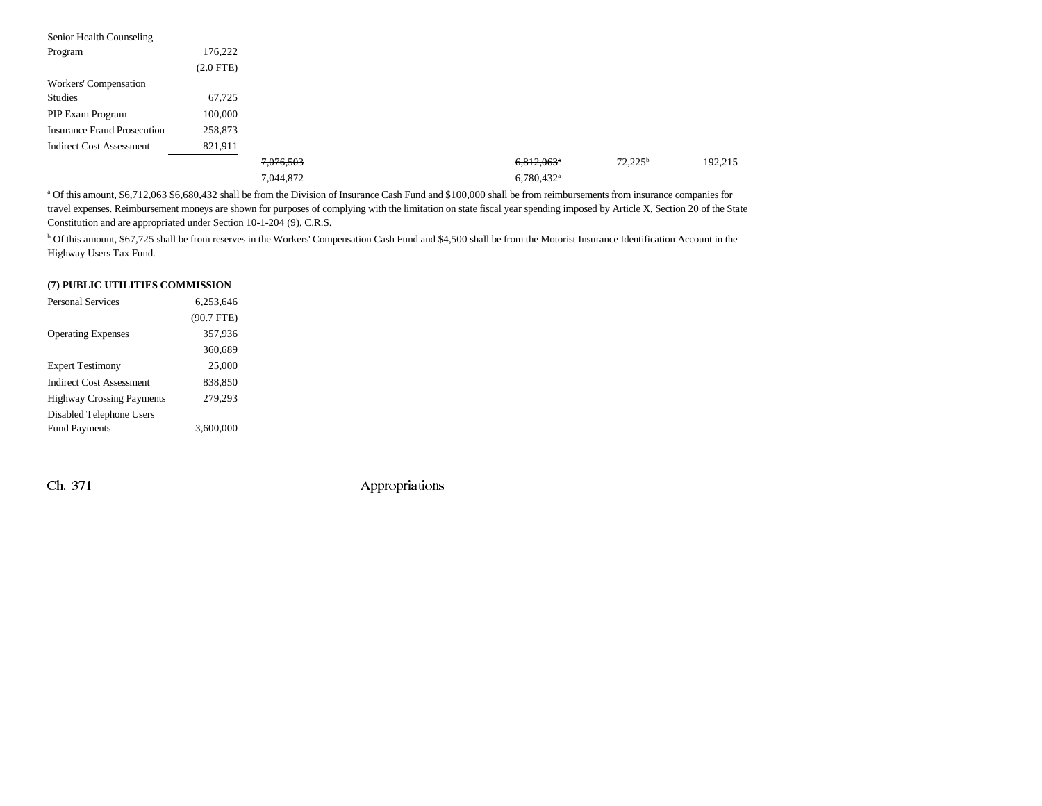| | | | | | | |
|---|---|---|---|---|---|---|
| Senior Health Counseling Program | 176,222 | | | | | |
| | (2.0 FTE) | | | | | |
| Workers' Compensation Studies | 67,725 | | | | | |
| PIP Exam Program | 100,000 | | | | | |
| Insurance Fraud Prosecution | 258,873 | | | | | |
| Indirect Cost Assessment | 821,911 | | | | | |
| | | ~~7,076,503~~ | | ~~6,812,063~~[a] | 72,225[b] | 192,215 |
| | | 7,044,872 | | 6,780,432[a] | | |

[a] Of this amount, ~~$6,712,063~~ $6,680,432 shall be from the Division of Insurance Cash Fund and $100,000 shall be from reimbursements from insurance companies for travel expenses. Reimbursement moneys are shown for purposes of complying with the limitation on state fiscal year spending imposed by Article X, Section 20 of the State Constitution and are appropriated under Section 10-1-204 (9), C.R.S.

[b] Of this amount, $67,725 shall be from reserves in the Workers' Compensation Cash Fund and $4,500 shall be from the Motorist Insurance Identification Account in the Highway Users Tax Fund.

**(7) PUBLIC UTILITIES COMMISSION**

| | |
|---|---|
| Personal Services | 6,253,646 |
| | (90.7 FTE) |
| Operating Expenses | ~~357,936~~ |
| | 360,689 |
| Expert Testimony | 25,000 |
| Indirect Cost Assessment | 838,850 |
| Highway Crossing Payments | 279,293 |
| Disabled Telephone Users Fund Payments | 3,600,000 |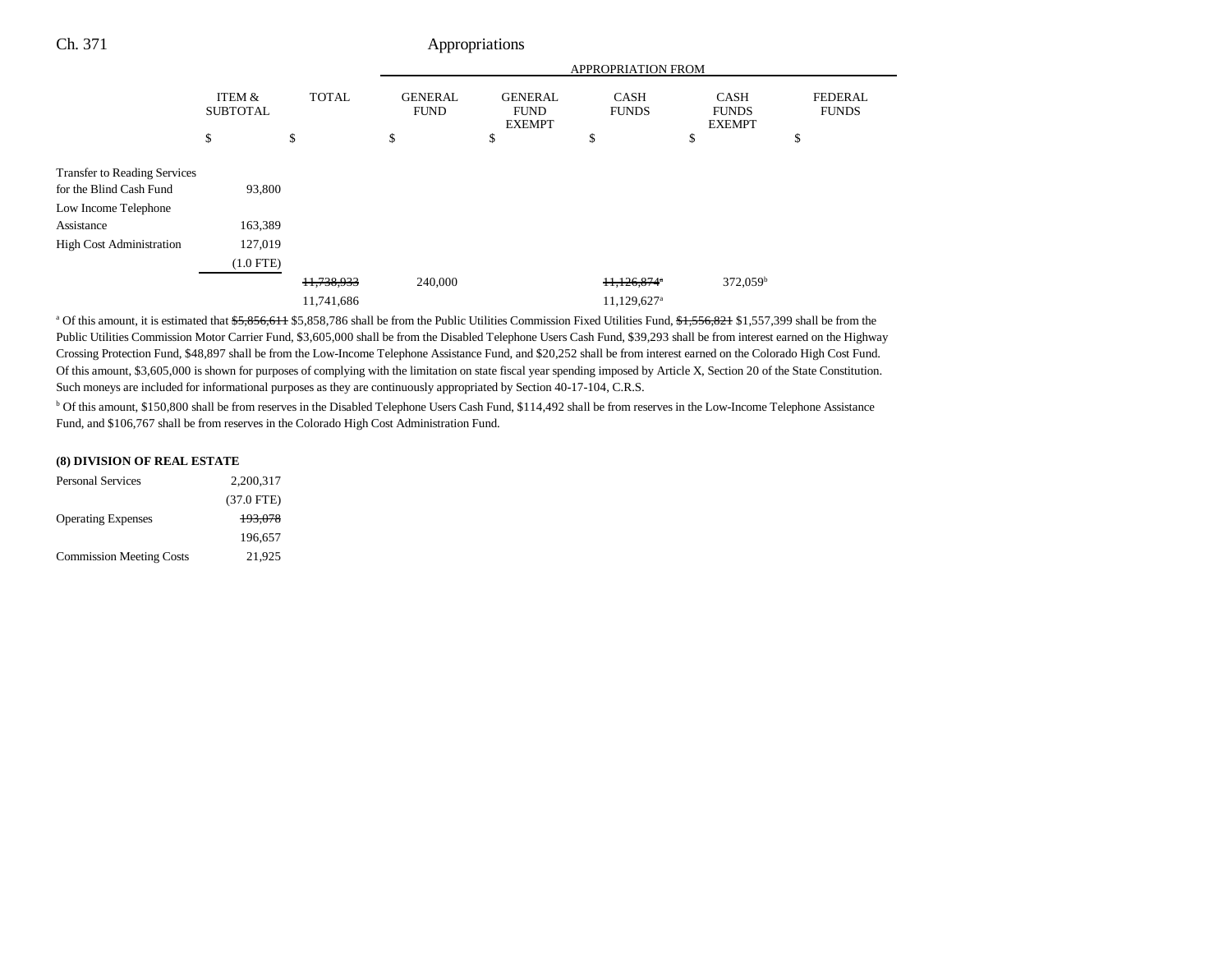|  | ITEM & SUBTOTAL | TOTAL | APPROPRIATION FROM GENERAL FUND | GENERAL FUND EXEMPT | CASH FUNDS | CASH FUNDS EXEMPT | FEDERAL FUNDS |
|---|---|---|---|---|---|---|---|
|  | $ | $ | $ | $ | $ | $ | $ |
| Transfer to Reading Services for the Blind Cash Fund | 93,800 |  |  |  |  |  |  |
| Low Income Telephone Assistance | 163,389 |  |  |  |  |  |  |
| High Cost Administration | 127,019 |  |  |  |  |  |  |
|  | (1.0 FTE) |  |  |  |  |  |  |
|  |  | ~~11,738,933~~ | 240,000 |  | ~~11,126,874~~[a] | 372,059[b] |  |
|  |  | 11,741,686 |  |  | 11,129,627[a] |  |  |

[a] Of this amount, it is estimated that ~~$5,856,611~~ $5,858,786 shall be from the Public Utilities Commission Fixed Utilities Fund, ~~$1,556,821~~ $1,557,399 shall be from the Public Utilities Commission Motor Carrier Fund, $3,605,000 shall be from the Disabled Telephone Users Cash Fund, $39,293 shall be from interest earned on the Highway Crossing Protection Fund, $48,897 shall be from the Low-Income Telephone Assistance Fund, and $20,252 shall be from interest earned on the Colorado High Cost Fund. Of this amount, $3,605,000 is shown for purposes of complying with the limitation on state fiscal year spending imposed by Article X, Section 20 of the State Constitution. Such moneys are included for informational purposes as they are continuously appropriated by Section 40-17-104, C.R.S.

[b] Of this amount, $150,800 shall be from reserves in the Disabled Telephone Users Cash Fund, $114,492 shall be from reserves in the Low-Income Telephone Assistance Fund, and $106,767 shall be from reserves in the Colorado High Cost Administration Fund.

**(8) DIVISION OF REAL ESTATE**

|  | ITEM & SUBTOTAL |
|---|---|
| Personal Services | 2,200,317 |
|  | (37.0 FTE) |
| Operating Expenses | ~~193,078~~ |
|  | 196,657 |
| Commission Meeting Costs | 21,925 |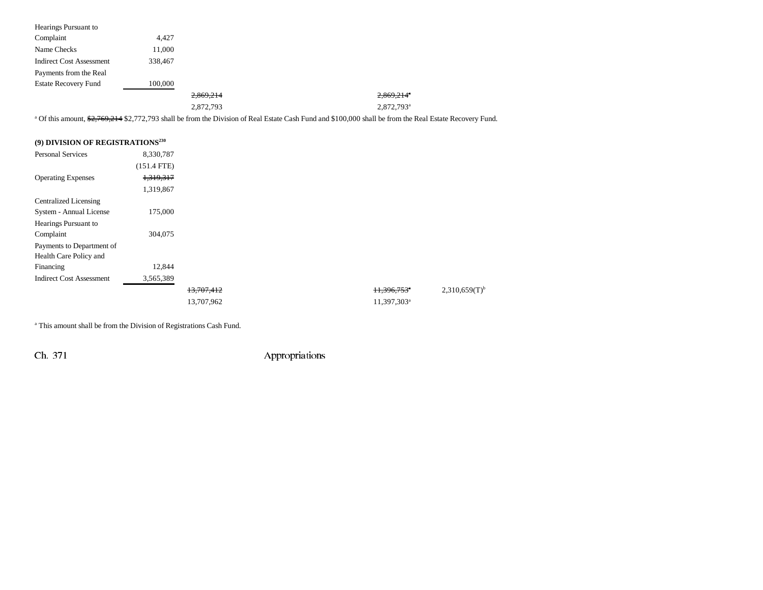| | | | | | |
|---|---|---|---|---|---|
| Hearings Pursuant to Complaint | 4,427 | | | | |
| Name Checks | 11,000 | | | | |
| Indirect Cost Assessment | 338,467 | | | | |
| Payments from the Real Estate Recovery Fund | 100,000 | | | | |
| | | ~~2,869,214~~ | | ~~2,869,214~~[a] | |
| | | 2,872,793 | | 2,872,793[a] | |

[a] Of this amount, ~~$2,769,214~~ $2,772,793 shall be from the Division of Real Estate Cash Fund and $100,000 shall be from the Real Estate Recovery Fund.

**(9) DIVISION OF REGISTRATIONS[230]**

| | | | | | |
|---|---|---|---|---|---|
| Personal Services | 8,330,787 | | | | |
| | (151.4 FTE) | | | | |
| Operating Expenses | ~~1,319,317~~ | | | | |
| | 1,319,867 | | | | |
| Centralized Licensing System - Annual License | 175,000 | | | | |
| Hearings Pursuant to Complaint | 304,075 | | | | |
| Payments to Department of Health Care Policy and Financing | 12,844 | | | | |
| Indirect Cost Assessment | 3,565,389 | | | | |
| | | ~~13,707,412~~ | | ~~11,396,753~~[a] | 2,310,659(T)[b] |
| | | 13,707,962 | | 11,397,303[a] | |

[a] This amount shall be from the Division of Registrations Cash Fund.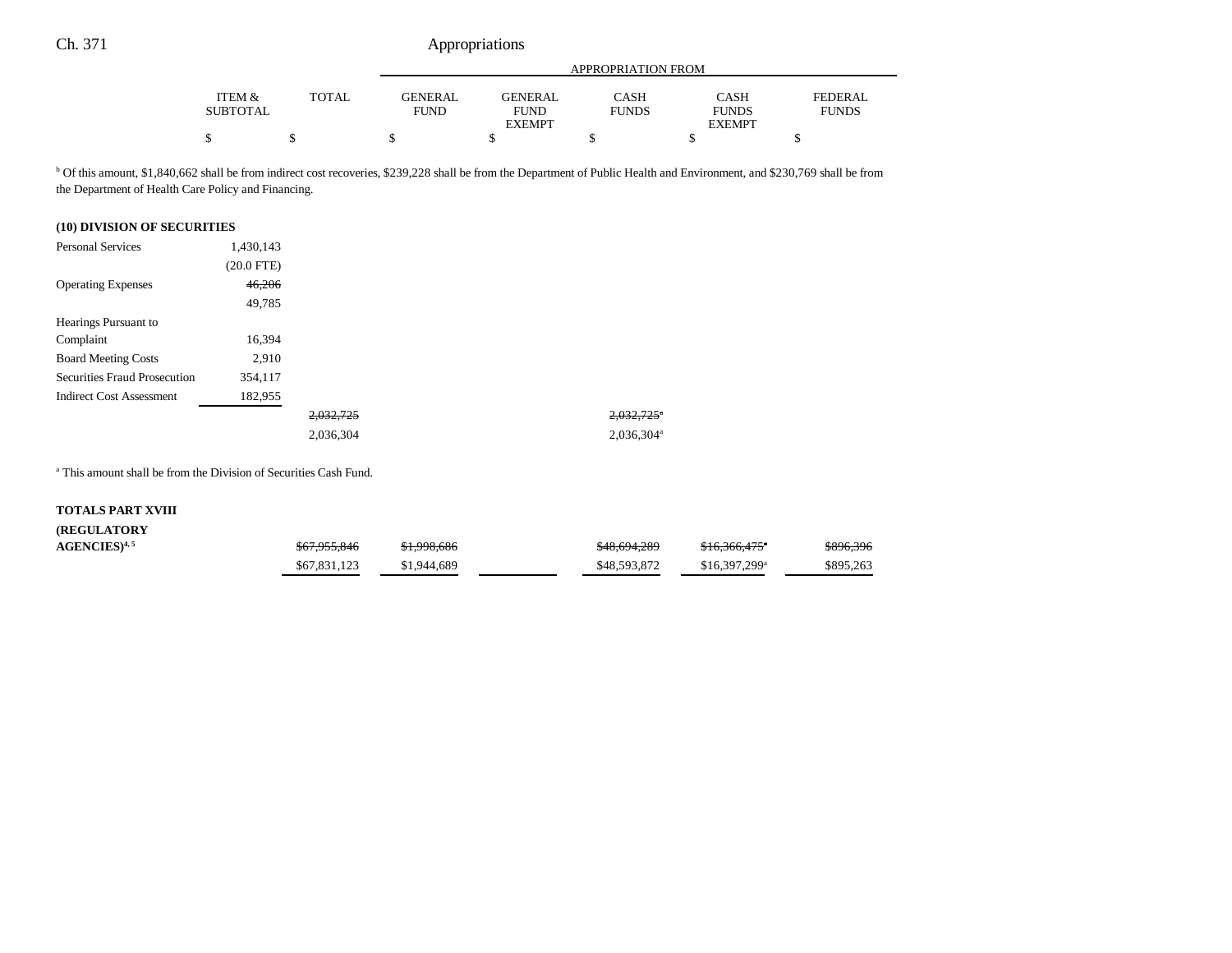| | ITEM & SUBTOTAL | TOTAL | APPROPRIATION FROM GENERAL FUND | GENERAL FUND EXEMPT | CASH FUNDS | CASH FUNDS EXEMPT | FEDERAL FUNDS |
|---|---|---|---|---|---|---|---|
| | $ | $ | $ | $ | $ | $ | $ |

[b] Of this amount, $1,840,662 shall be from indirect cost recoveries, $239,228 shall be from the Department of Public Health and Environment, and $230,769 shall be from the Department of Health Care Policy and Financing.

**(10) DIVISION OF SECURITIES**

| | ITEM & SUBTOTAL | TOTAL | GENERAL FUND | GENERAL FUND EXEMPT | CASH FUNDS | CASH FUNDS EXEMPT | FEDERAL FUNDS |
|---|---|---|---|---|---|---|---|
| Personal Services | 1,430,143 | | | | | | |
| | (20.0 FTE) | | | | | | |
| Operating Expenses | ~~46,206~~ | | | | | | |
| | 49,785 | | | | | | |
| Hearings Pursuant to Complaint | 16,394 | | | | | | |
| Board Meeting Costs | 2,910 | | | | | | |
| Securities Fraud Prosecution | 354,117 | | | | | | |
| Indirect Cost Assessment | 182,955 | | | | | | |
| | | ~~2,032,725~~ | | | ~~2,032,725~~[a] | | |
| | | 2,036,304 | | | 2,036,304[a] | | |

[a] This amount shall be from the Division of Securities Cash Fund.

| | ITEM & SUBTOTAL | TOTAL | GENERAL FUND | GENERAL FUND EXEMPT | CASH FUNDS | CASH FUNDS EXEMPT | FEDERAL FUNDS |
|---|---|---|---|---|---|---|---|
| **TOTALS PART XVIII (REGULATORY AGENCIES)**[4, 5] | | ~~$67,955,846~~ | ~~$1,998,686~~ | | ~~$48,694,289~~ | ~~$16,366,475~~[a] | ~~$896,396~~ |
| | | $67,831,123 | $1,944,689 | | $48,593,872 | $16,397,299[a] | $895,263 |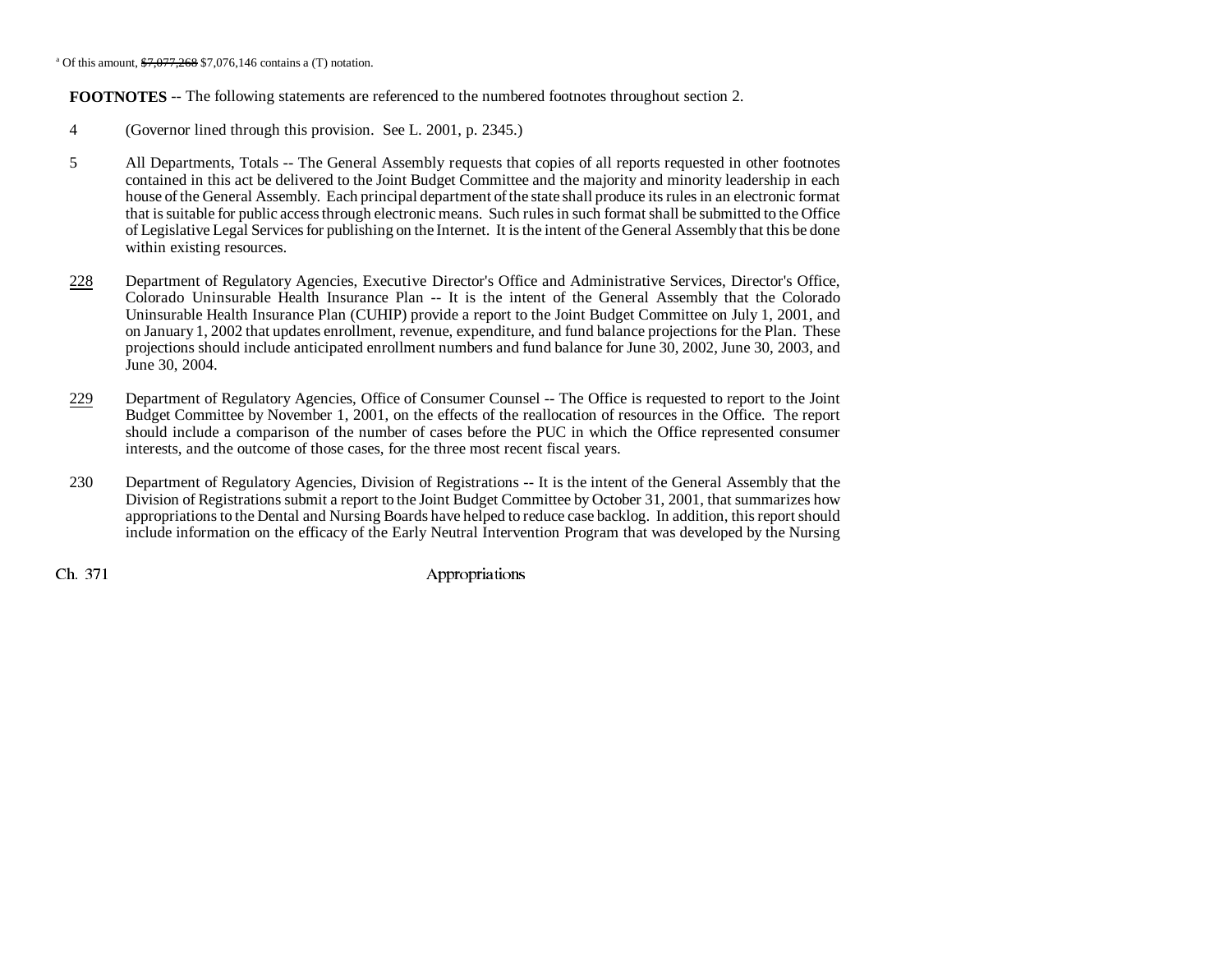[a] Of this amount, ~~$7,077,268~~ $7,076,146 contains a (T) notation.

**FOOTNOTES** -- The following statements are referenced to the numbered footnotes throughout section 2.

4 (Governor lined through this provision. See L. 2001, p. 2345.)

5 All Departments, Totals -- The General Assembly requests that copies of all reports requested in other footnotes contained in this act be delivered to the Joint Budget Committee and the majority and minority leadership in each house of the General Assembly. Each principal department of the state shall produce its rules in an electronic format that is suitable for public access through electronic means. Such rules in such format shall be submitted to the Office of Legislative Legal Services for publishing on the Internet. It is the intent of the General Assembly that this be done within existing resources.

228 Department of Regulatory Agencies, Executive Director's Office and Administrative Services, Director's Office, Colorado Uninsurable Health Insurance Plan -- It is the intent of the General Assembly that the Colorado Uninsurable Health Insurance Plan (CUHIP) provide a report to the Joint Budget Committee on July 1, 2001, and on January 1, 2002 that updates enrollment, revenue, expenditure, and fund balance projections for the Plan. These projections should include anticipated enrollment numbers and fund balance for June 30, 2002, June 30, 2003, and June 30, 2004.

229 Department of Regulatory Agencies, Office of Consumer Counsel -- The Office is requested to report to the Joint Budget Committee by November 1, 2001, on the effects of the reallocation of resources in the Office. The report should include a comparison of the number of cases before the PUC in which the Office represented consumer interests, and the outcome of those cases, for the three most recent fiscal years.

230 Department of Regulatory Agencies, Division of Registrations -- It is the intent of the General Assembly that the Division of Registrations submit a report to the Joint Budget Committee by October 31, 2001, that summarizes how appropriations to the Dental and Nursing Boards have helped to reduce case backlog. In addition, this report should include information on the efficacy of the Early Neutral Intervention Program that was developed by the Nursing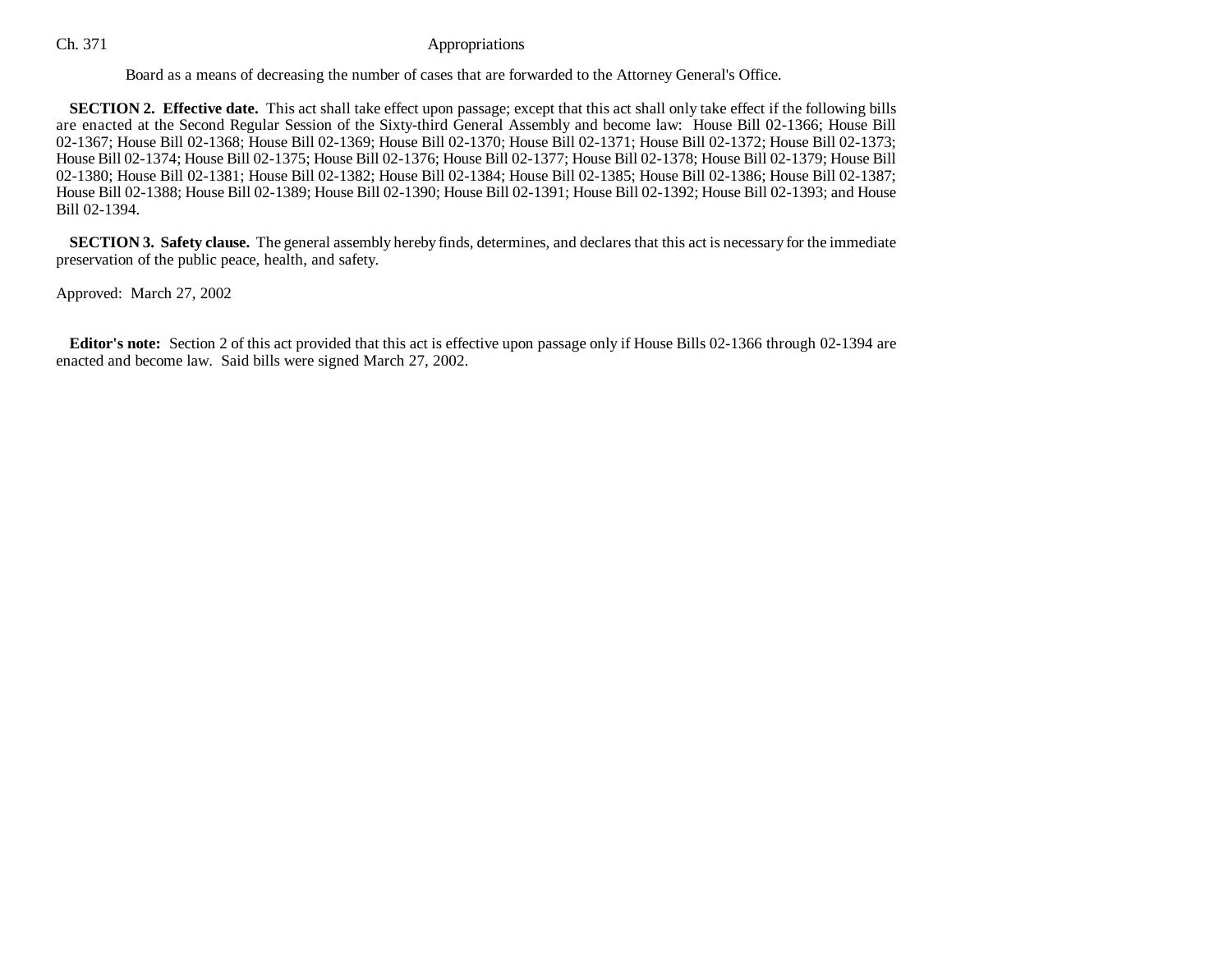Board as a means of decreasing the number of cases that are forwarded to the Attorney General's Office.

**SECTION 2. Effective date.** This act shall take effect upon passage; except that this act shall only take effect if the following bills are enacted at the Second Regular Session of the Sixty-third General Assembly and become law: House Bill 02-1366; House Bill 02-1367; House Bill 02-1368; House Bill 02-1369; House Bill 02-1370; House Bill 02-1371; House Bill 02-1372; House Bill 02-1373; House Bill 02-1374; House Bill 02-1375; House Bill 02-1376; House Bill 02-1377; House Bill 02-1378; House Bill 02-1379; House Bill 02-1380; House Bill 02-1381; House Bill 02-1382; House Bill 02-1384; House Bill 02-1385; House Bill 02-1386; House Bill 02-1387; House Bill 02-1388; House Bill 02-1389; House Bill 02-1390; House Bill 02-1391; House Bill 02-1392; House Bill 02-1393; and House Bill 02-1394.

**SECTION 3. Safety clause.** The general assembly hereby finds, determines, and declares that this act is necessary for the immediate preservation of the public peace, health, and safety.

Approved: March 27, 2002

**Editor's note:** Section 2 of this act provided that this act is effective upon passage only if House Bills 02-1366 through 02-1394 are enacted and become law. Said bills were signed March 27, 2002.